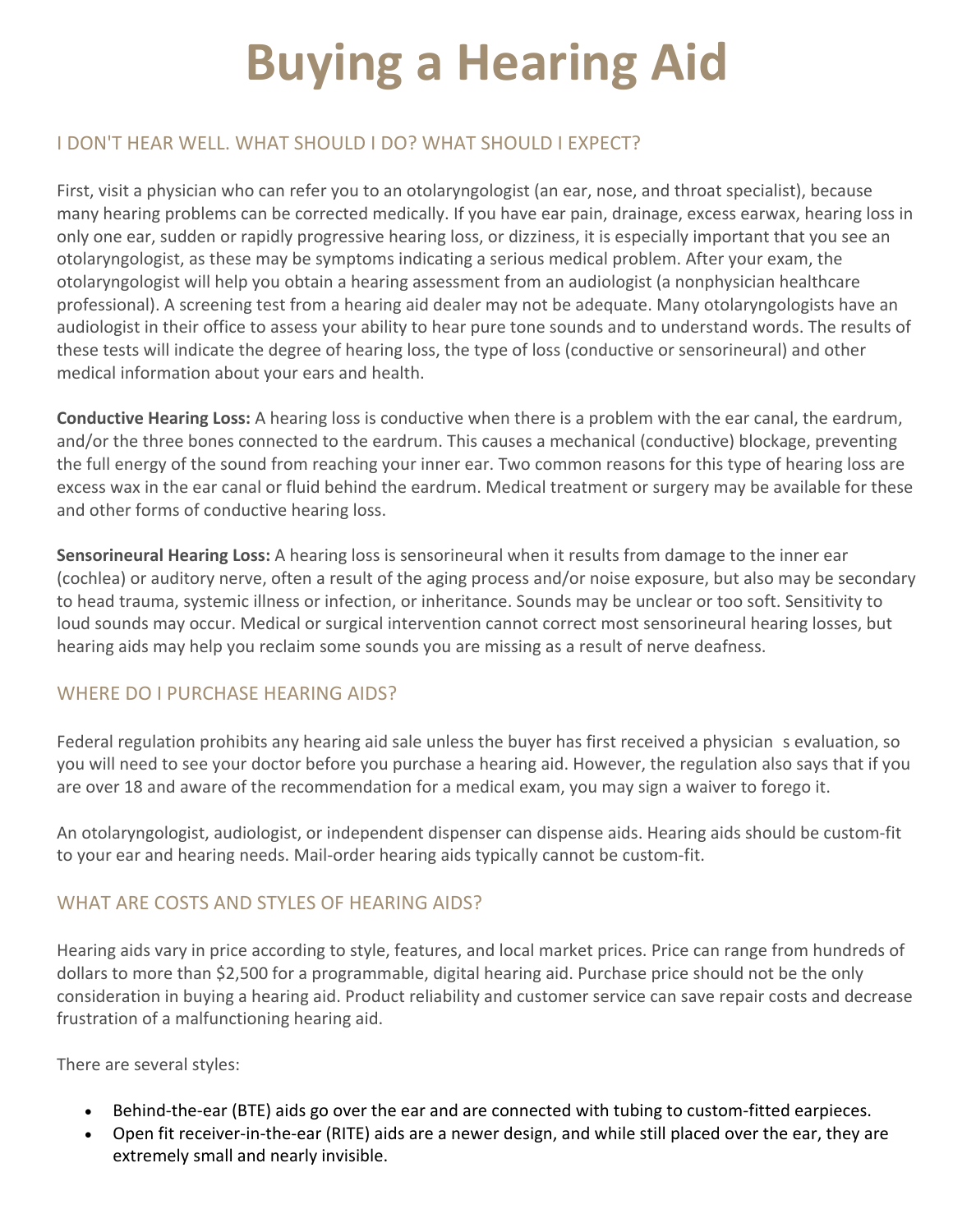# Buying a Hearing Aid

## I DON'T HEAR WELL. WHAT SHOULD I DO? WHAT SHOULD I EXPECT?

First, visit a physician who can refer you to an otolaryngologist (an ear, nose, and throat specialist), because many hearing problems can be corrected medically. If you have ear pain, drainage, excess earwax, hearing loss in only one ear, sudden or rapidly progressive hearing loss, or dizziness, it is especially important that you see an otolaryngologist, as these may be symptoms indicating a serious medical problem. After your exam, the otolaryngologist will help you obtain a hearing assessment from an audiologist (a nonphysician healthcare professional). A screening test from a hearing aid dealer may not be adequate. Many otolaryngologists have an audiologist in their office to assess your ability to hear pure tone sounds and to understand words. The results of these tests will indicate the degree of hearing loss, the type of loss (conductive or sensorineural) and other medical information about your ears and health.

**Conductive Hearing Loss:** A hearing loss is conductive when there is a problem with the ear canal, the eardrum, and/or the three bones connected to the eardrum. This causes a mechanical (conductive) blockage, preventing the full energy of the sound from reaching your inner ear. Two common reasons for this type of hearing loss are excess wax in the ear canal or fluid behind the eardrum. Medical treatment or surgery may be available for these and other forms of conductive hearing loss.

**Sensorineural Hearing Loss:** A hearing loss is sensorineural when it results from damage to the inner ear (cochlea) or auditory nerve, often a result of the aging process and/or noise exposure, but also may be secondary to head trauma, systemic illness or infection, or inheritance. Sounds may be unclear or too soft. Sensitivity to loud sounds may occur. Medical or surgical intervention cannot correct most sensorineural hearing losses, but hearing aids may help you reclaim some sounds you are missing as a result of nerve deafness.

## WHERE DO I PURCHASE HEARING AIDS?

Federal regulation prohibits any hearing aid sale unless the buyer has first received a physician s evaluation, so you will need to see your doctor before you purchase a hearing aid. However, the regulation also says that if you are over 18 and aware of the recommendation for a medical exam, you may sign a waiver to forego it.

An otolaryngologist, audiologist, or independent dispenser can dispense aids. Hearing aids should be custom-fit to your ear and hearing needs. Mail-order hearing aids typically cannot be custom-fit.

## WHAT ARE COSTS AND STYLES OF HEARING AIDS?

Hearing aids vary in price according to style, features, and local market prices. Price can range from hundreds of dollars to more than $2,500 for a programmable, digital hearing aid. Purchase price should not be the only consideration in buying a hearing aid. Product reliability and customer service can save repair costs and decrease frustration of a malfunctioning hearing aid.

There are several styles:

- Behind-the-ear (BTE) aids go over the ear and are connected with tubing to custom-fitted earpieces.
- Open fit receiver-in-the-ear (RITE) aids are a newer design, and while still placed over the ear, they are extremely small and nearly invisible.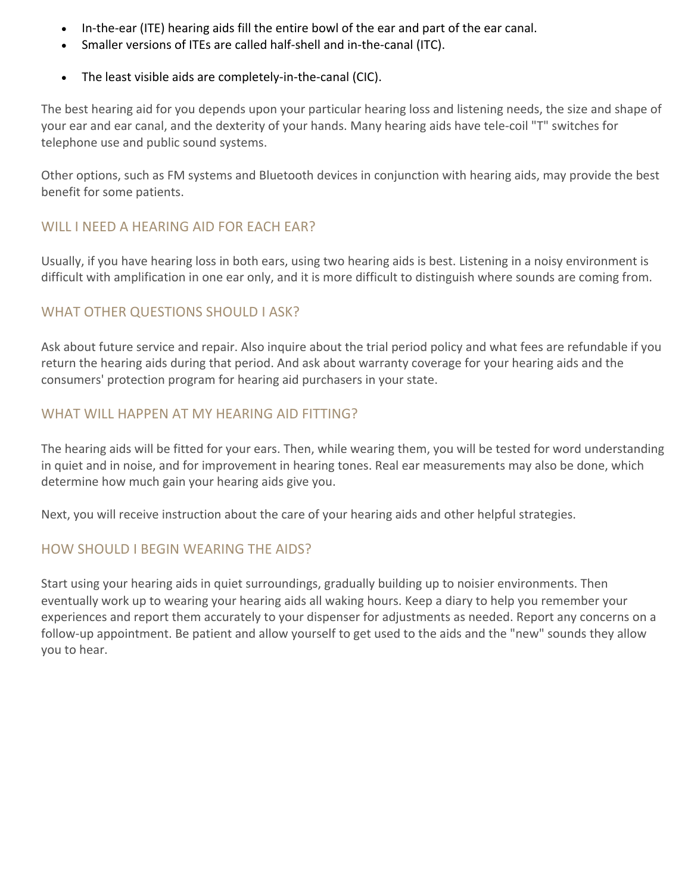- In-the-ear (ITE) hearing aids fill the entire bowl of the ear and part of the ear canal.
- Smaller versions of ITEs are called half-shell and in-the-canal (ITC).
- The least visible aids are completely-in-the-canal (CIC).

The best hearing aid for you depends upon your particular hearing loss and listening needs, the size and shape of your ear and ear canal, and the dexterity of your hands. Many hearing aids have tele-coil "T" switches for telephone use and public sound systems.

Other options, such as FM systems and Bluetooth devices in conjunction with hearing aids, may provide the best benefit for some patients.

## WILL I NEED A HEARING AID FOR EACH EAR?

Usually, if you have hearing loss in both ears, using two hearing aids is best. Listening in a noisy environment is difficult with amplification in one ear only, and it is more difficult to distinguish where sounds are coming from.

## WHAT OTHER QUESTIONS SHOULD I ASK?

Ask about future service and repair. Also inquire about the trial period policy and what fees are refundable if you return the hearing aids during that period. And ask about warranty coverage for your hearing aids and the consumers' protection program for hearing aid purchasers in your state.

## WHAT WILL HAPPEN AT MY HEARING AID FITTING?

The hearing aids will be fitted for your ears. Then, while wearing them, you will be tested for word understanding in quiet and in noise, and for improvement in hearing tones. Real ear measurements may also be done, which determine how much gain your hearing aids give you.

Next, you will receive instruction about the care of your hearing aids and other helpful strategies.

## HOW SHOULD I BEGIN WEARING THE AIDS?

Start using your hearing aids in quiet surroundings, gradually building up to noisier environments. Then eventually work up to wearing your hearing aids all waking hours. Keep a diary to help you remember your experiences and report them accurately to your dispenser for adjustments as needed. Report any concerns on a follow-up appointment. Be patient and allow yourself to get used to the aids and the "new" sounds they allow you to hear.